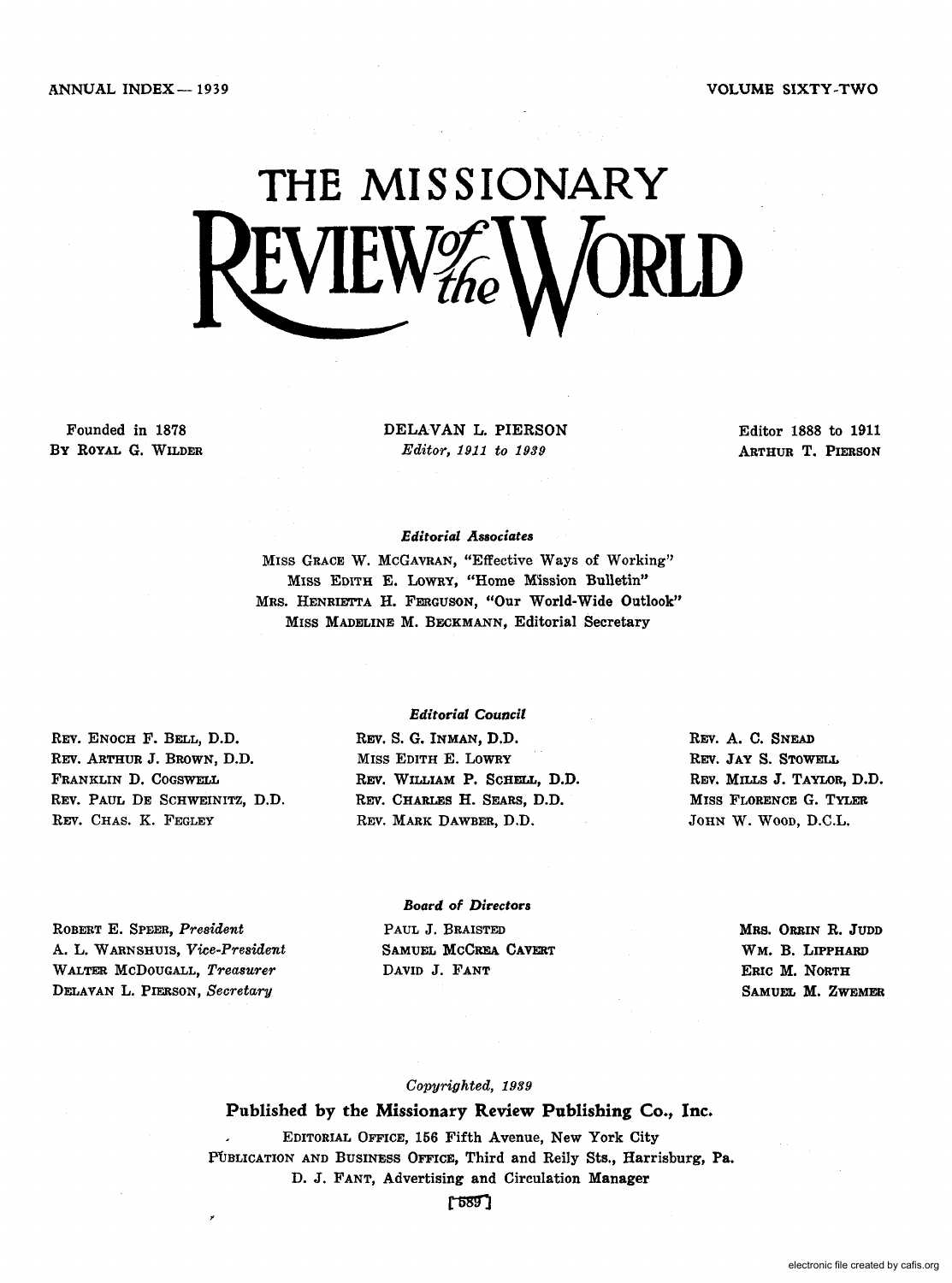ANNUAL INDEX — 1939

VOLUME SIXTY-TWO

# THE MISSIONARY REVIEW of the WORLD

Founded in 1878
By Royal G. Wilder

DELAVAN L. PIERSON
*Editor, 1911 to 1939*

Editor 1888 to 1911
Arthur T. Pierson

### *Editorial Associates*

Miss Grace W. McGavran, "Effective Ways of Working"
Miss Edith E. Lowry, "Home Mission Bulletin"
Mrs. Henrietta H. Ferguson, "Our World-Wide Outlook"
Miss Madeline M. Beckmann, Editorial Secretary

### *Editorial Council*

Rev. Enoch F. Bell, D.D.
Rev. Arthur J. Brown, D.D.
Franklin D. Cogswell
Rev. Paul De Schweinitz, D.D.
Rev. Chas. K. Fegley
Rev. S. G. Inman, D.D.
Miss Edith E. Lowry
Rev. William P. Schell, D.D.
Rev. Charles H. Sears, D.D.
Rev. Mark Dawber, D.D.
Rev. A. C. Snead
Rev. Jay S. Stowell
Rev. Mills J. Taylor, D.D.
Miss Florence G. Tyler
John W. Wood, D.C.L.

### *Board of Directors*

Robert E. Speer, *President*
A. L. Warnshuis, *Vice-President*
Walter McDougall, *Treasurer*
Delavan L. Pierson, *Secretary*
Paul J. Braisted
Samuel McCrea Cavert
David J. Fant
Mrs. Orrin R. Judd
Wm. B. Lipphard
Eric M. North
Samuel M. Zwemer

*Copyrighted, 1939*

**Published by the Missionary Review Publishing Co., Inc.**

Editorial Office, 156 Fifth Avenue, New York City
Publication and Business Office, Third and Reily Sts., Harrisburg, Pa.
D. J. Fant, Advertising and Circulation Manager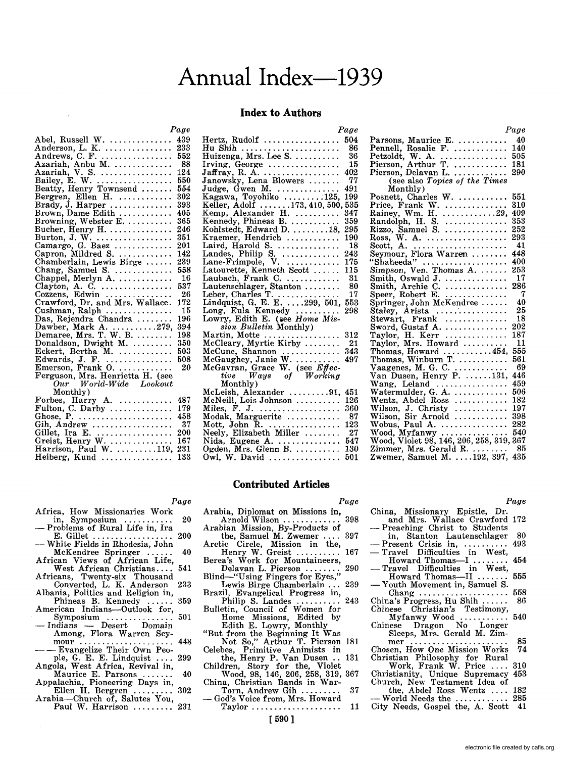# Annual Index—1939

## Index to Authors

| | Page |
|---|---|
| Abel, Russell W. | 439 |
| Anderson, L. K. | 233 |
| Andrews, C. F. | 552 |
| Azariah, Anbu M. | 88 |
| Azariah, V. S. | 124 |
| Bailey, E. W. | 550 |
| Beatty, Henry Townsend | 554 |
| Bergren, Ellen H. | 302 |
| Brady, J. Harper | 393 |
| Brown, Dame Edith | 405 |
| Browning, Webster E. | 365 |
| Bucher, Henry H. | 246 |
| Burton, J. W. | 351 |
| Camargo, G. Baez | 201 |
| Capron, Mildred S. | 142 |
| Chamberlain, Lewis Birge | 239 |
| Chang, Samuel S. | 558 |
| Chappel, Merlyn A. | 16 |
| Clayton, A. C. | 537 |
| Cozzens, Edwin | 26 |
| Crawford, Dr. and Mrs. Wallace | 172 |
| Cushman, Ralph | 15 |
| Das, Rejendra Chandra | 196 |
| Dawber, Mark A. | 279, 394 |
| Demaree, Mrs. T. W. B. | 198 |
| Donaldson, Dwight M. | 350 |
| Eckert, Bertha M. | 503 |
| Edwards, J. F. | 508 |
| Emerson, Frank O. | 20 |
| Ferguson, Mrs. Henrietta H. (see *Our World-Wide Lookout* Monthly) | |
| Forbes, Harry A. | 487 |
| Fulton, C. Darby | 179 |
| Ghose, P. | 458 |
| Gih, Andrew | 37 |
| Gillet, Ira E. | 200 |
| Greist, Henry W. | 167 |
| Harrison, Paul W. | 119, 231 |
| Heiberg, Kund | 133 |
| Hertz, Rudolf | 504 |
| Hu Shih | 86 |
| Huizenga, Mrs. Lee S. | 36 |
| Irving, George | 15 |
| Jaffray, R. A. | 402 |
| Janowsky, Lena Blowers | 77 |
| Judge, Gwen M. | 491 |
| Kagawa, Toyohiko | 125, 199 |
| Keller, Adolf | 173, 410, 500, 535 |
| Kemp, Alexander H. | 347 |
| Kennedy, Phineas B. | 359 |
| Kohlstedt, Edward D. | 18, 295 |
| Kraemer, Hendrick | 190 |
| Laird, Harold S. | 18 |
| Landes, Philip S. | 243 |
| Lane-Frimpole, V. | 175 |
| Latourette, Kenneth Scott | 115 |
| Laubach, Frank C. | 31 |
| Lautenschlager, Stanton | 80 |
| Leber, Charles T. | 17 |
| Lindquist, G. E. E. | 299, 501, 553 |
| Long, Eula Kennedy | 298 |
| Lowry, Edith E. (see *Home Mission Bulletin* Monthly) | |
| Martin, Motte | 312 |
| McCleary, Myrtie Kirby | 21 |
| McCune, Shannon | 343 |
| McGaughey, Janie W. | 497 |
| McGavran, Grace W. (see *Effective Ways of Working* Monthly) | |
| McLeish, Alexander | 91, 451 |
| McNeill, Lois Johnson | 126 |
| Miles, F. J. | 360 |
| Modak, Marguerite | 87 |
| Mott, John R. | 123 |
| Neely, Elizabeth Miller | 27 |
| Nida, Eugene A. | 547 |
| Ogden, Mrs. Glenn B. | 130 |
| Owl, W. David | 501 |
| Parsons, Maurice E. | 40 |
| Pennell, Rosalie F. | 140 |
| Petzoldt, W. A. | 505 |
| Pierson, Arthur T. | 181 |
| Pierson, Delavan L. (see also *Topics of the Times* Monthly) | 290 |
| Posnett, Charles W. | 551 |
| Price, Frank W. | 310 |
| Rainey, Wm. H. | 29, 409 |
| Randolph, H. S. | 353 |
| Rizzo, Samuel S. | 252 |
| Ross, W. A. | 293 |
| Scott, A. | 41 |
| Seymour, Flora Warren | 448 |
| "Shaheeda" | 400 |
| Simpson, Ven. Thomas A. | 253 |
| Smith, Oswald J. | 17 |
| Smith, Archie C. | 286 |
| Speer, Robert E. | 7 |
| Springer, John McKendree | 40 |
| Staley, Arista | 25 |
| Stewart, Frank | 18 |
| Sword, Gustaf A. | 202 |
| Taylor, H. Kerr | 187 |
| Taylor, Mrs. Howard | 11 |
| Thomas, Howard | 454, 555 |
| Thomas, Winburn T. | 561 |
| Vaagenes, M. G. C. | 69 |
| Van Dusen, Henry P. | 131, 446 |
| Wang, Leland | 459 |
| Watermulder, G. A. | 506 |
| Wentz, Abdel Ross | 182 |
| Wilson, J. Christy | 197 |
| Wilson, Sir Arnold | 398 |
| Wobus, Paul A. | 282 |
| Wood, Myfanwy | 540 |
| Wood, Violet | 98, 146, 206, 258, 319, 367 |
| Zimmer, Mrs. Gerald R. | 85 |
| Zwemer, Samuel M. | 192, 397, 435 |

## Contributed Articles

| | Page |
|---|---|
| Africa, How Missionaries Work in, Symposium | 20 |
| — Problems of Rural Life in, Ira E. Gillet | 200 |
| — White Fields in Rhodesia, John McKendree Springer | 40 |
| African Views of African Life, West African Christians | 541 |
| Africans, Twenty-six Thousand Converted, L. K. Anderson | 233 |
| Albania, Politics and Religion in, Phineas B. Kennedy | 359 |
| American Indians—Outlook for, Symposium | 501 |
| — Indians — Desert Domain Among, Flora Warren Seymour | 448 |
| — — Evangelize Their Own People, G. E. E. Lindquist | 299 |
| Angola, West Africa, Revival in, Maurice E. Parsons | 40 |
| Appalachia, Pioneering Days in, Ellen H. Bergren | 302 |
| Arabia—Church of, Salutes You, Paul W. Harrison | 231 |
| Arabia, Diplomat on Missions in, Arnold Wilson | 398 |
| Arabian Mission, By-Products of the, Samuel M. Zwemer | 397 |
| Arctic Circle, Mission in the, Henry W. Greist | 167 |
| Berea's Work for Mountaineers, Delavan L. Pierson | 290 |
| Blind—"Using Fingers for Eyes," Lewis Birge Chamberlain | 239 |
| Brazil, Evangelical Progress in, Philip S. Landes | 243 |
| Bulletin, Council of Women for Home Missions, Edited by Edith E. Lowry, Monthly | |
| "But from the Beginning It Was Not So," Arthur T. Pierson | 181 |
| Celebes, Primitive Animists in the, Henry P. Van Dusen | 131 |
| Children, Story for the, Violet Wood, 98, 146, 206, 258, 319, | 367 |
| China, Christian Bands in War-Torn, Andrew Gih | 37 |
| — God's Voice from, Mrs. Howard Taylor | 11 |
| China, Missionary Epistle, Dr. and Mrs. Wallace Crawford | 172 |
| — Preaching Christ to Students in, Stanton Lautenschlager | 80 |
| — Present Crisis in, | 493 |
| — Travel Difficulties in West, Howard Thomas—I | 454 |
| — Travel Difficulties in West, Howard Thomas—II | 555 |
| — Youth Movement in, Samuel S. Chang | 558 |
| China's Progress, Hu Shih | 86 |
| Chinese Christian's Testimony, Myfanwy Wood | 540 |
| Chinese Dragon No Longer Sleeps, Mrs. Gerald M. Zimmer | 85 |
| Chosen, How One Mission Works | 74 |
| Christian Philosophy for Rural Work, Frank W. Price | 310 |
| Christianity, Unique Supremacy | 453 |
| Church, New Testament Idea of the, Abdel Ross Wentz | 182 |
| — World Needs the | 285 |
| City Needs, Gospel the, A. Scott | 41 |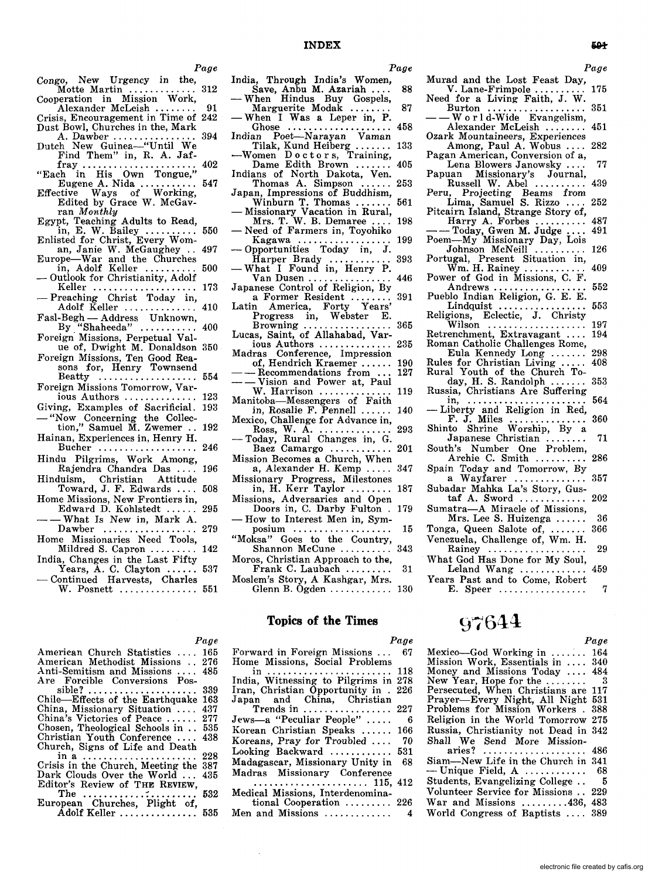| | Page |
|---|---|
| *Congo*, New Urgency in the, Motte Martin | 312 |
| Cooperation in Mission Work, Alexander McLeish | 91 |
| Crisis, Encouragement in Time of | 242 |
| Dust Bowl, Churches in the, Mark A. Dawber | 394 |
| Dutch New Guinea—"Until We Find Them" in, R. A. Jaffray | 402 |
| "Each in His Own Tongue," Eugene A. Nida | 547 |
| Effective Ways of Working, Edited by Grace W. McGavran *Monthly* | |
| Egypt, Teaching Adults to Read, in, E. W. Bailey | 550 |
| Enlisted for Christ, Every Woman, Janie W. McGaughey | 497 |
| Europe—War and the Churches in, Adolf Keller | 500 |
| — Outlook for Christianity, Adolf Keller | 173 |
| — Preaching Christ Today in, Adolf Keller | 410 |
| Fasl-Begh — Address Unknown, By "Shaheeda" | 400 |
| Foreign Missions, Perpetual Value of, Dwight M. Donaldson | 350 |
| Foreign Missions, Ten Good Reasons for, Henry Townsend Beatty | 554 |
| Foreign Missions Tomorrow, Various Authors | 123 |
| Giving, Examples of Sacrificial. | 193 |
| — "Now Concerning the Collection," Samuel M. Zwemer | 192 |
| Hainan, Experiences in, Henry H. Bucher | 246 |
| Hindu Pilgrims, Work Among, Rajendra Chandra Das | 196 |
| Hinduism, Christian Attitude Toward, J. F. Edwards | 508 |
| Home Missions, New Frontiers in, Edward D. Kohlstedt | 295 |
| — — What Is New in, Mark A. Dawber | 279 |
| Home Missionaries Need Tools, Mildred S. Capron | 142 |
| India, Changes in the Last Fifty Years, A. C. Clayton | 537 |
| — Continued Harvests, Charles W. Posnett | 551 |
| India, Through India's Women, Save, Anbu M. Azariah | 88 |
| — When Hindus Buy Gospels, Marguerite Modak | 87 |
| — When I Was a Leper in, P. Ghose | 458 |
| Indian Poet—Narayan Vaman Tilak, Kund Heiberg | 133 |
| —Women Doctors, Training, Dame Edith Brown | 405 |
| Indians of North Dakota, Ven. Thomas A. Simpson | 253 |
| Japan, Impressions of Buddhism, Winburn T. Thomas | 561 |
| — Missionary Vacation in Rural, Mrs. T. W. B. Demaree | 198 |
| — Need of Farmers in, Toyohiko Kagawa | 199 |
| — Opportunities Today in, J. Harper Brady | 393 |
| — What I Found in, Henry P. Van Dusen | 446 |
| Japanese Control of Religion, By a Former Resident | 391 |
| Latin America, Forty Years' Progress in, Webster E. Browning | 365 |
| Lucas, Saint, of Allahabad, Various Authors | 235 |
| Madras Conference, Impression of, Hendrick Kraemer | 190 |
| — — Recommendations from | 127 |
| — — Vision and Power at, Paul W. Harrison | 119 |
| Manitoba—Messengers of Faith in, Rosalie F. Pennell | 140 |
| Mexico, Challenge for Advance in, Ross, W. A. | 293 |
| — Today, Rural Changes in, G. Baez Camargo | 201 |
| Mission Becomes a Church, When a, Alexander H. Kemp | 347 |
| Missionary Progress, Milestones in, H. Kerr Taylor | 187 |
| Missions, Adversaries and Open Doors in, C. Darby Fulton | 179 |
| — How to Interest Men in, Symposium | 15 |
| "Moksa" Goes to the Country, Shannon McCune | 343 |
| Moros, Christian Approach to the, Frank C. Laubach | 31 |
| Moslem's Story, A Kashgar, Mrs. Glenn B. Ogden | 130 |
| Murad and the Lost Feast Day, V. Lane-Frimpole | 175 |
| Need for a Living Faith, J. W. Burton | 351 |
| — — World-Wide Evangelism, Alexander McLeish | 451 |
| Ozark Mountaineers, Experiences Among, Paul A. Wobus | 282 |
| Pagan American, Conversion of a, Lena Blowers Janowsky | 77 |
| Papuan Missionary's Journal, Russell W. Abel | 439 |
| Peru, Projecting Beams from Lima, Samuel S. Rizzo | 252 |
| Pitcairn Island, Strange Story of, Harry A. Forbes | 487 |
| — — Today, Gwen M. Judge | 491 |
| Poem—My Missionary Day, Lois Johnson McNeill | 126 |
| Portugal, Present Situation in, Wm. H. Rainey | 409 |
| Power of God in Missions, C. F. Andrews | 552 |
| Pueblo Indian Religion, G. E. E. Lindquist | 553 |
| Religions, Eclectic, J. Christy Wilson | 197 |
| Retrenchment, Extravagant | 194 |
| Roman Catholic Challenges Rome, Eula Kennedy Long | 298 |
| Rules for Christian Living | 408 |
| Rural Youth of the Church Today, H. S. Randolph | 353 |
| Russia, Christians Are Suffering in, | 564 |
| — Liberty and Religion in Red, F. J. Miles | 360 |
| Shinto Shrine Worship, By a Japanese Christian | 71 |
| South's Number One Problem, Archie C. Smith | 286 |
| Spain Today and Tomorrow, By a Wayfarer | 357 |
| Subadar Mahka La's Story, Gustaf A. Sword | 202 |
| Sumatra—A Miracle of Missions, Mrs. Lee S. Huizenga | 36 |
| Tonga, Queen Salote of, | 366 |
| Venezuela, Challenge of, Wm. H. Rainey | 29 |
| What God Has Done for My Soul, Leland Wang | 459 |
| Years Past and to Come, Robert E. Speer | 7 |

## Topics of the Times

97644

| | Page |
|---|---|
| American Church Statistics | 165 |
| American Methodist Missions | 276 |
| Anti-Semitism and Missions | 485 |
| Are Forcible Conversions Possible? | 339 |
| Chile—Effects of the Earthquake | 163 |
| China, Missionary Situation | 437 |
| China's Victories of Peace | 277 |
| Chosen, Theological Schools in | 535 |
| Christian Youth Conference | 438 |
| Church, Signs of Life and Death in a | 228 |
| Crisis in the Church, Meeting the | 387 |
| Dark Clouds Over the World | 435 |
| Editor's Review of THE REVIEW, The | 532 |
| European Churches, Plight of, Adolf Keller | 535 |
| Forward in Foreign Missions | 67 |
| Home Missions, Social Problems in | 118 |
| India, Witnessing to Pilgrims in | 278 |
| Iran, Christian Opportunity in | 226 |
| Japan and China, Christian Trends in | 227 |
| Jews—a "Peculiar People" | 6 |
| Korean Christian Speaks | 166 |
| Koreans, Pray for Troubled | 70 |
| Looking Backward | 531 |
| Madagascar, Missionary Unity in | 68 |
| Madras Missionary Conference | 115, 412 |
| Medical Missions, Interdenominational Cooperation | 226 |
| Men and Missions | 4 |
| Mexico—God Working in | 164 |
| Mission Work, Essentials in | 340 |
| Money and Missions Today | 484 |
| New Year, Hope for the | 3 |
| Persecuted, When Christians are | 117 |
| Prayer—Every Night, All Night | 531 |
| Problems for Mission Workers | 388 |
| Religion in the World Tomorrow | 275 |
| Russia, Christianity not Dead in | 342 |
| Shall We Send More Missionaries? | 486 |
| Siam—New Life in the Church in | 341 |
| — Unique Field, A | 68 |
| Students, Evangelizing College | 5 |
| Volunteer Service for Missions | 229 |
| War and Missions | 436, 483 |
| World Congress of Baptists | 389 |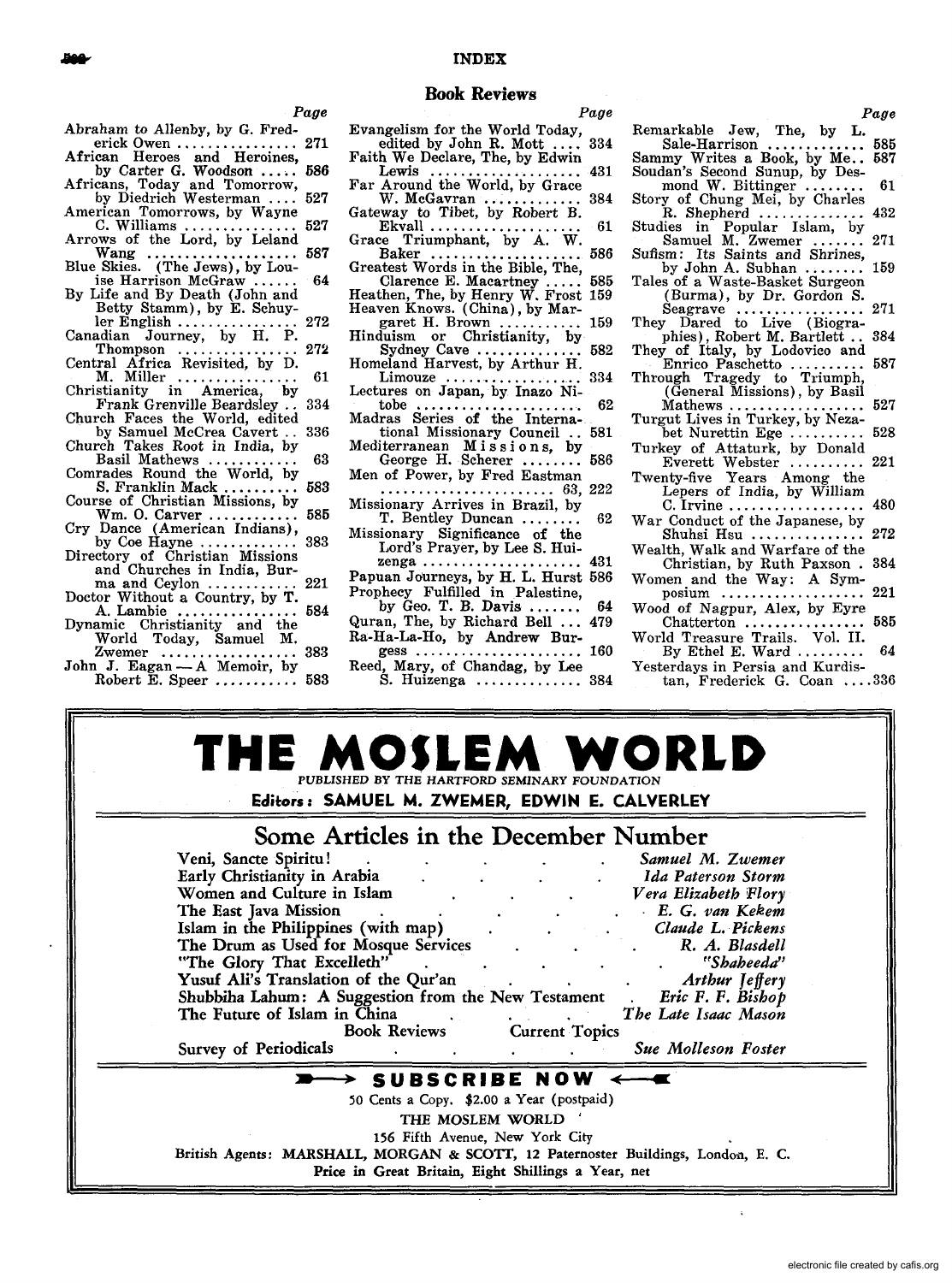# INDEX

## Book Reviews

| | Page |
|---|---|
| Abraham to Allenby, by G. Frederick Owen | 271 |
| African Heroes and Heroines, by Carter G. Woodson | 586 |
| Africans, Today and Tomorrow, by Diedrich Westerman | 527 |
| American Tomorrows, by Wayne C. Williams | 527 |
| Arrows of the Lord, by Leland Wang | 587 |
| Blue Skies. (The Jews), by Louise Harrison McGraw | 64 |
| By Life and By Death (John and Betty Stamm), by E. Schuyler English | 272 |
| Canadian Journey, by H. P. Thompson | 272 |
| Central Africa Revisited, by D. M. Miller | 61 |
| Christianity in America, by Frank Grenville Beardsley | 334 |
| Church Faces the World, edited by Samuel McCrea Cavert | 336 |
| Church Takes Root in India, by Basil Mathews | 63 |
| Comrades Round the World, by S. Franklin Mack | 583 |
| Course of Christian Missions, by Wm. O. Carver | 585 |
| Cry Dance (American Indians), by Coe Hayne | 383 |
| Directory of Christian Missions and Churches in India, Burma and Ceylon | 221 |
| Doctor Without a Country, by T. A. Lambie | 584 |
| Dynamic Christianity and the World Today, Samuel M. Zwemer | 383 |
| John J. Eagan — A Memoir, by Robert E. Speer | 583 |
| Evangelism for the World Today, edited by John R. Mott | 334 |
| Faith We Declare, The, by Edwin Lewis | 431 |
| Far Around the World, by Grace W. McGavran | 384 |
| Gateway to Tibet, by Robert B. Ekvall | 61 |
| Grace Triumphant, by A. W. Baker | 586 |
| Greatest Words in the Bible, The, Clarence E. Macartney | 585 |
| Heathen, The, by Henry W. Frost | 159 |
| Heaven Knows. (China), by Margaret H. Brown | 159 |
| Hinduism or Christianity, by Sydney Cave | 582 |
| Homeland Harvest, by Arthur H. Limouze | 334 |
| Lectures on Japan, by Inazo Nitobe | 62 |
| Madras Series of the International Missionary Council | 581 |
| Mediterranean Missions, by George H. Scherer | 586 |
| Men of Power, by Fred Eastman | 63, 222 |
| Missionary Arrives in Brazil, by T. Bentley Duncan | 62 |
| Missionary Significance of the Lord's Prayer, by Lee S. Huizenga | 431 |
| Papuan Journeys, by H. L. Hurst | 586 |
| Prophecy Fulfilled in Palestine, by Geo. T. B. Davis | 64 |
| Quran, The, by Richard Bell | 479 |
| Ra-Ha-La-Ho, by Andrew Burgess | 160 |
| Reed, Mary, of Chandag, by Lee S. Huizenga | 384 |
| Remarkable Jew, The, by L. Sale-Harrison | 585 |
| Sammy Writes a Book, by Me | 587 |
| Soudan's Second Sunup, by Desmond W. Bittinger | 61 |
| Story of Chung Mei, by Charles R. Shepherd | 432 |
| Studies in Popular Islam, by Samuel M. Zwemer | 271 |
| Sufism: Its Saints and Shrines, by John A. Subhan | 159 |
| Tales of a Waste-Basket Surgeon (Burma), by Dr. Gordon S. Seagrave | 271 |
| They Dared to Live (Biographies), Robert M. Bartlett | 384 |
| They of Italy, by Lodovico and Enrico Paschetto | 587 |
| Through Tragedy to Triumph, (General Missions), by Basil Mathews | 527 |
| Turgut Lives in Turkey, by Nezabet Nurettin Ege | 528 |
| Turkey of Attaturk, by Donald Everett Webster | 221 |
| Twenty-five Years Among the Lepers of India, by William C. Irvine | 480 |
| War Conduct of the Japanese, by Shuhsi Hsu | 272 |
| Wealth, Walk and Warfare of the Christian, by Ruth Paxson | 384 |
| Women and the Way: A Symposium | 221 |
| Wood of Nagpur, Alex, by Eyre Chatterton | 585 |
| World Treasure Trails. Vol. II. by Ethel E. Ward | 64 |
| Yesterdays in Persia and Kurdistan, Frederick G. Coan | 336 |

---

# THE MOSLEM WORLD

*PUBLISHED BY THE HARTFORD SEMINARY FOUNDATION*

**Editors: SAMUEL M. ZWEMER, EDWIN E. CALVERLEY**

## Some Articles in the December Number

| | |
|---|---|
| Veni, Sancte Spiritu! | *Samuel M. Zwemer* |
| Early Christianity in Arabia | *Ida Paterson Storm* |
| Women and Culture in Islam | *Vera Elizabeth Flory* |
| The East Java Mission | *E. G. van Kekem* |
| Islam in the Philippines (with map) | *Claude L. Pickens* |
| The Drum as Used for Mosque Services | *R. A. Blasdell* |
| "The Glory That Excelleth" | *"Shaheeda"* |
| Yusuf Ali's Translation of the Qur'an | *Arthur Jeffery* |
| Shubbiha Lahum: A Suggestion from the New Testament | *Eric F. F. Bishop* |
| The Future of Islam in China | *The Late Isaac Mason* |
| Book Reviews — Current Topics | |
| Survey of Periodicals | *Sue Molleson Foster* |

**SUBSCRIBE NOW**

50 Cents a Copy. $2.00 a Year (postpaid)

THE MOSLEM WORLD

156 Fifth Avenue, New York City

British Agents: MARSHALL, MORGAN & SCOTT, 12 Paternoster Buildings, London, E. C.

Price in Great Britain, Eight Shillings a Year, net